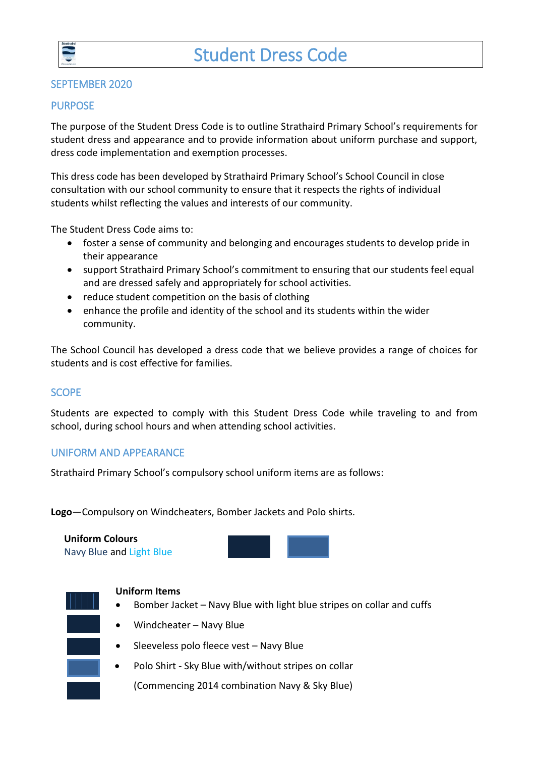# Student Dress Code

## SEPTEMBER 2020

## PURPOSE

The purpose of the Student Dress Code is to outline Strathaird Primary School's requirements for student dress and appearance and to provide information about uniform purchase and support, dress code implementation and exemption processes.

This dress code has been developed by Strathaird Primary School's School Council in close consultation with our school community to ensure that it respects the rights of individual students whilst reflecting the values and interests of our community.

The Student Dress Code aims to:

- foster a sense of community and belonging and encourages students to develop pride in their appearance
- support Strathaird Primary School's commitment to ensuring that our students feel equal and are dressed safely and appropriately for school activities.
- reduce student competition on the basis of clothing
- enhance the profile and identity of the school and its students within the wider community.

The School Council has developed a dress code that we believe provides a range of choices for students and is cost effective for families.

## SCOPE

Students are expected to comply with this Student Dress Code while traveling to and from school, during school hours and when attending school activities.

## UNIFORM AND APPEARANCE

Strathaird Primary School's compulsory school uniform items are as follows:

**Logo**—Compulsory on Windcheaters, Bomber Jackets and Polo shirts.

**Uniform Colours**
Navy Blue and Light Blue

**Uniform Items**

- Bomber Jacket – Navy Blue with light blue stripes on collar and cuffs
- Windcheater – Navy Blue
- Sleeveless polo fleece vest – Navy Blue
- Polo Shirt - Sky Blue with/without stripes on collar

  (Commencing 2014 combination Navy & Sky Blue)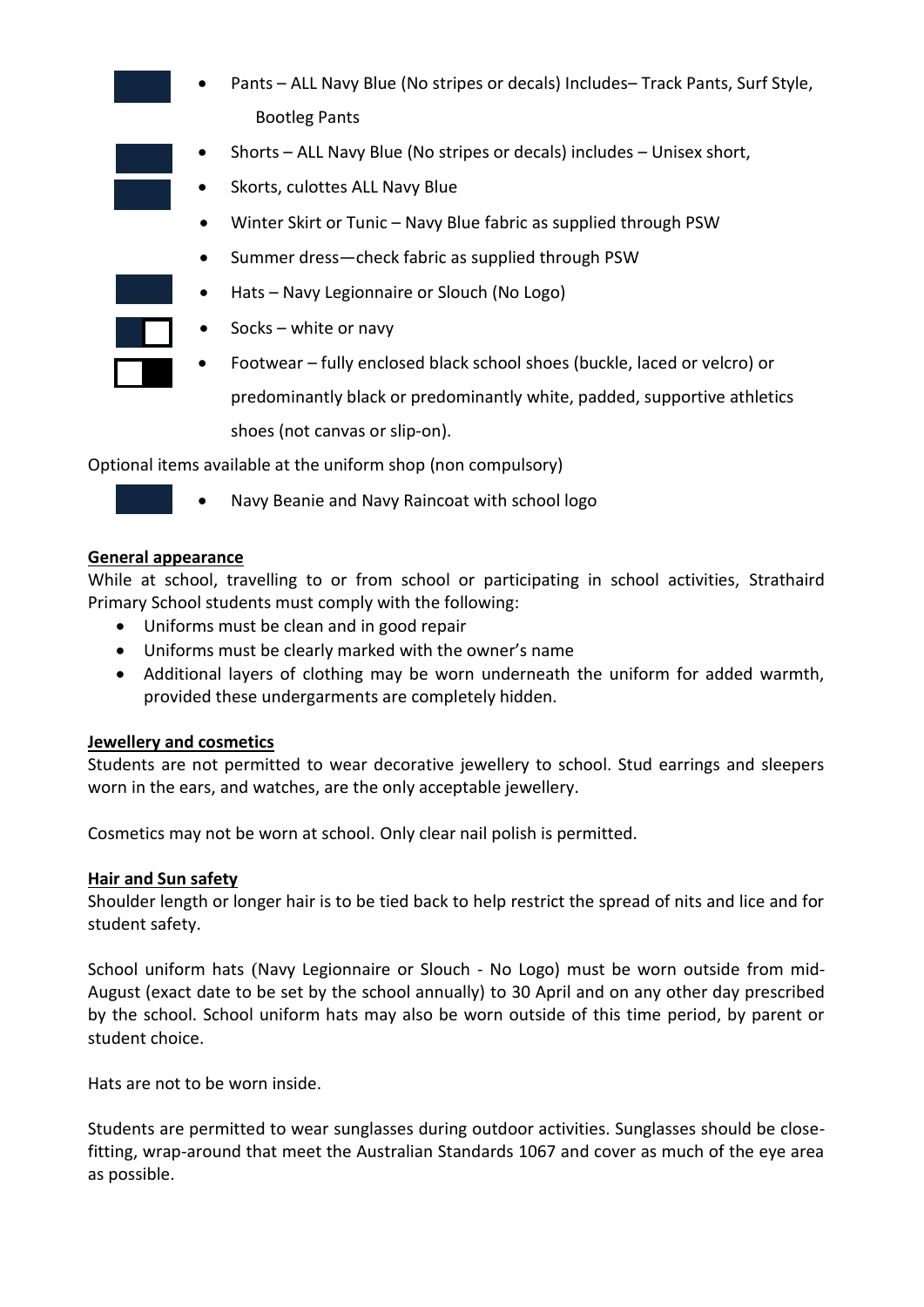- Pants – ALL Navy Blue (No stripes or decals) Includes– Track Pants, Surf Style, Bootleg Pants
- Shorts – ALL Navy Blue (No stripes or decals) includes – Unisex short,
- Skorts, culottes ALL Navy Blue
- Winter Skirt or Tunic – Navy Blue fabric as supplied through PSW
- Summer dress—check fabric as supplied through PSW
- Hats – Navy Legionnaire or Slouch (No Logo)
- Socks – white or navy
- Footwear – fully enclosed black school shoes (buckle, laced or velcro) or predominantly black or predominantly white, padded, supportive athletics shoes (not canvas or slip-on).

Optional items available at the uniform shop (non compulsory)

- Navy Beanie and Navy Raincoat with school logo

**General appearance**

While at school, travelling to or from school or participating in school activities, Strathaird Primary School students must comply with the following:

- Uniforms must be clean and in good repair
- Uniforms must be clearly marked with the owner's name
- Additional layers of clothing may be worn underneath the uniform for added warmth, provided these undergarments are completely hidden.

**Jewellery and cosmetics**

Students are not permitted to wear decorative jewellery to school. Stud earrings and sleepers worn in the ears, and watches, are the only acceptable jewellery.

Cosmetics may not be worn at school. Only clear nail polish is permitted.

**Hair and Sun safety**

Shoulder length or longer hair is to be tied back to help restrict the spread of nits and lice and for student safety.

School uniform hats (Navy Legionnaire or Slouch - No Logo) must be worn outside from mid-August (exact date to be set by the school annually) to 30 April and on any other day prescribed by the school. School uniform hats may also be worn outside of this time period, by parent or student choice.

Hats are not to be worn inside.

Students are permitted to wear sunglasses during outdoor activities. Sunglasses should be close-fitting, wrap-around that meet the Australian Standards 1067 and cover as much of the eye area as possible.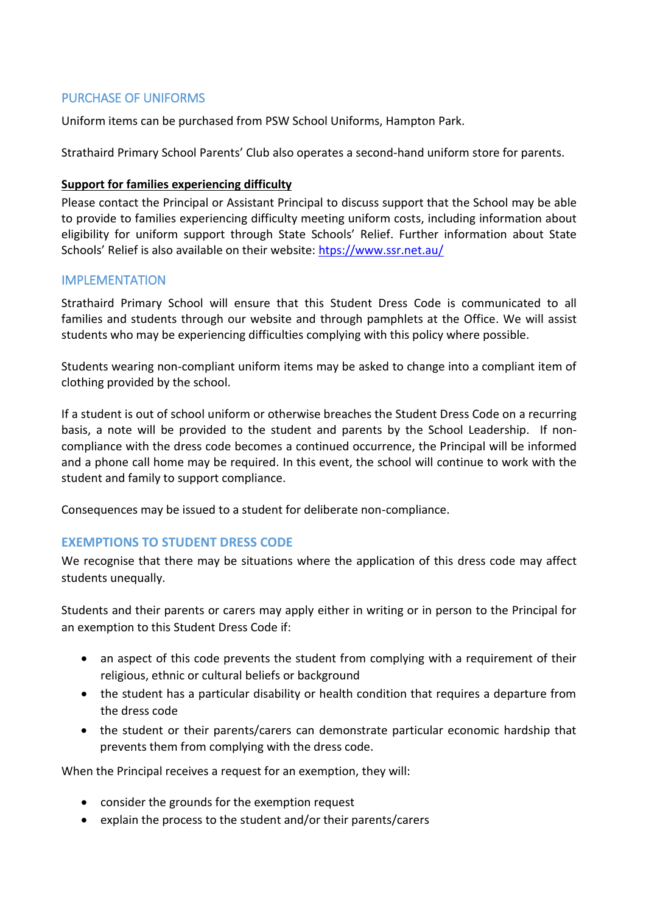## PURCHASE OF UNIFORMS

Uniform items can be purchased from PSW School Uniforms, Hampton Park.

Strathaird Primary School Parents' Club also operates a second-hand uniform store for parents.

**Support for families experiencing difficulty**

Please contact the Principal or Assistant Principal to discuss support that the School may be able to provide to families experiencing difficulty meeting uniform costs, including information about eligibility for uniform support through State Schools' Relief. Further information about State Schools' Relief is also available on their website: [https://www.ssr.net.au/](https://www.ssr.net.au/)

## IMPLEMENTATION

Strathaird Primary School will ensure that this Student Dress Code is communicated to all families and students through our website and through pamphlets at the Office. We will assist students who may be experiencing difficulties complying with this policy where possible.

Students wearing non-compliant uniform items may be asked to change into a compliant item of clothing provided by the school.

If a student is out of school uniform or otherwise breaches the Student Dress Code on a recurring basis, a note will be provided to the student and parents by the School Leadership. If non-compliance with the dress code becomes a continued occurrence, the Principal will be informed and a phone call home may be required. In this event, the school will continue to work with the student and family to support compliance.

Consequences may be issued to a student for deliberate non-compliance.

## EXEMPTIONS TO STUDENT DRESS CODE

We recognise that there may be situations where the application of this dress code may affect students unequally.

Students and their parents or carers may apply either in writing or in person to the Principal for an exemption to this Student Dress Code if:

- an aspect of this code prevents the student from complying with a requirement of their religious, ethnic or cultural beliefs or background
- the student has a particular disability or health condition that requires a departure from the dress code
- the student or their parents/carers can demonstrate particular economic hardship that prevents them from complying with the dress code.

When the Principal receives a request for an exemption, they will:

- consider the grounds for the exemption request
- explain the process to the student and/or their parents/carers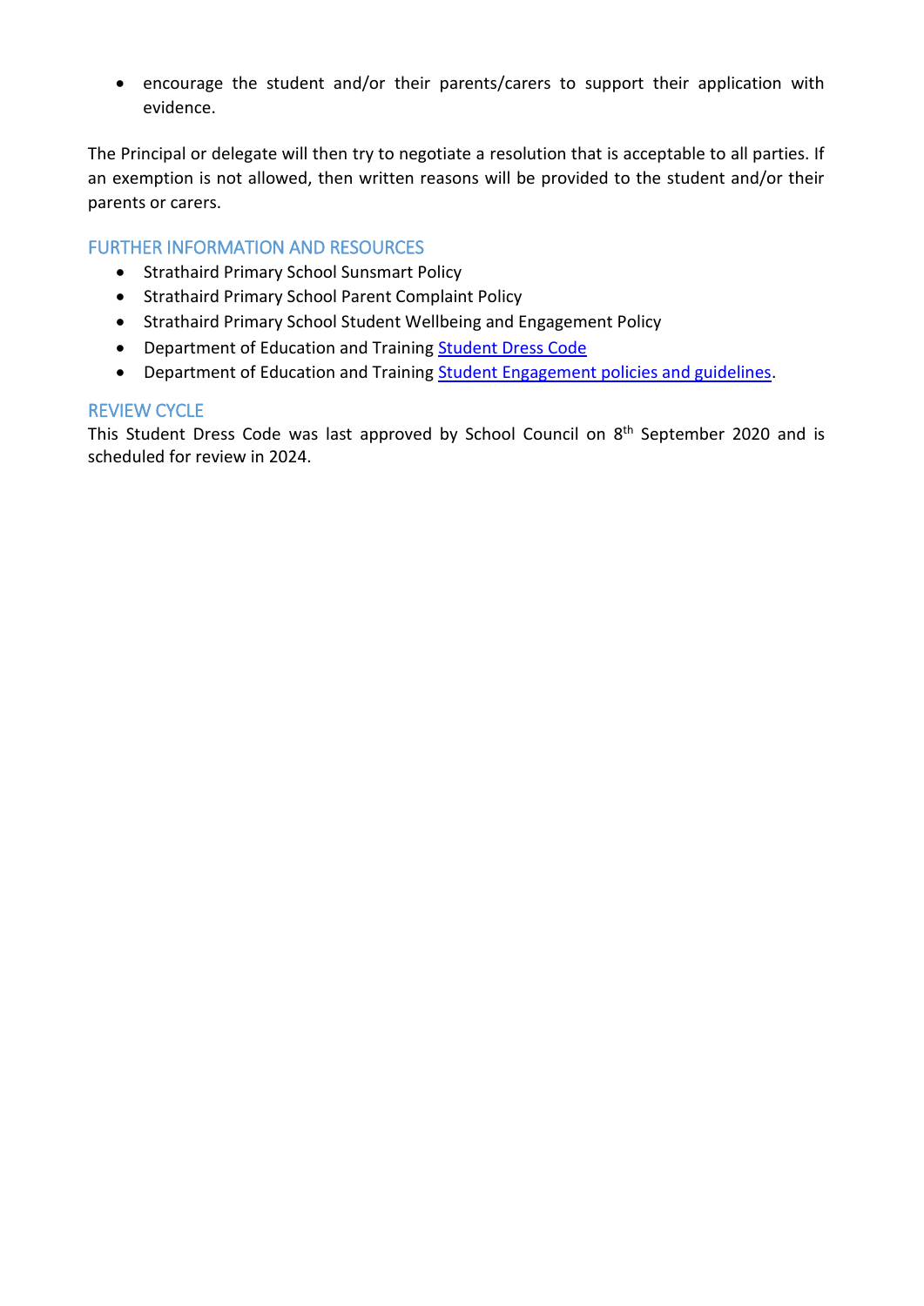- encourage the student and/or their parents/carers to support their application with evidence.

The Principal or delegate will then try to negotiate a resolution that is acceptable to all parties. If an exemption is not allowed, then written reasons will be provided to the student and/or their parents or carers.

## FURTHER INFORMATION AND RESOURCES

- Strathaird Primary School Sunsmart Policy
- Strathaird Primary School Parent Complaint Policy
- Strathaird Primary School Student Wellbeing and Engagement Policy
- Department of Education and Training Student Dress Code
- Department of Education and Training Student Engagement policies and guidelines.

## REVIEW CYCLE

This Student Dress Code was last approved by School Council on 8th September 2020 and is scheduled for review in 2024.